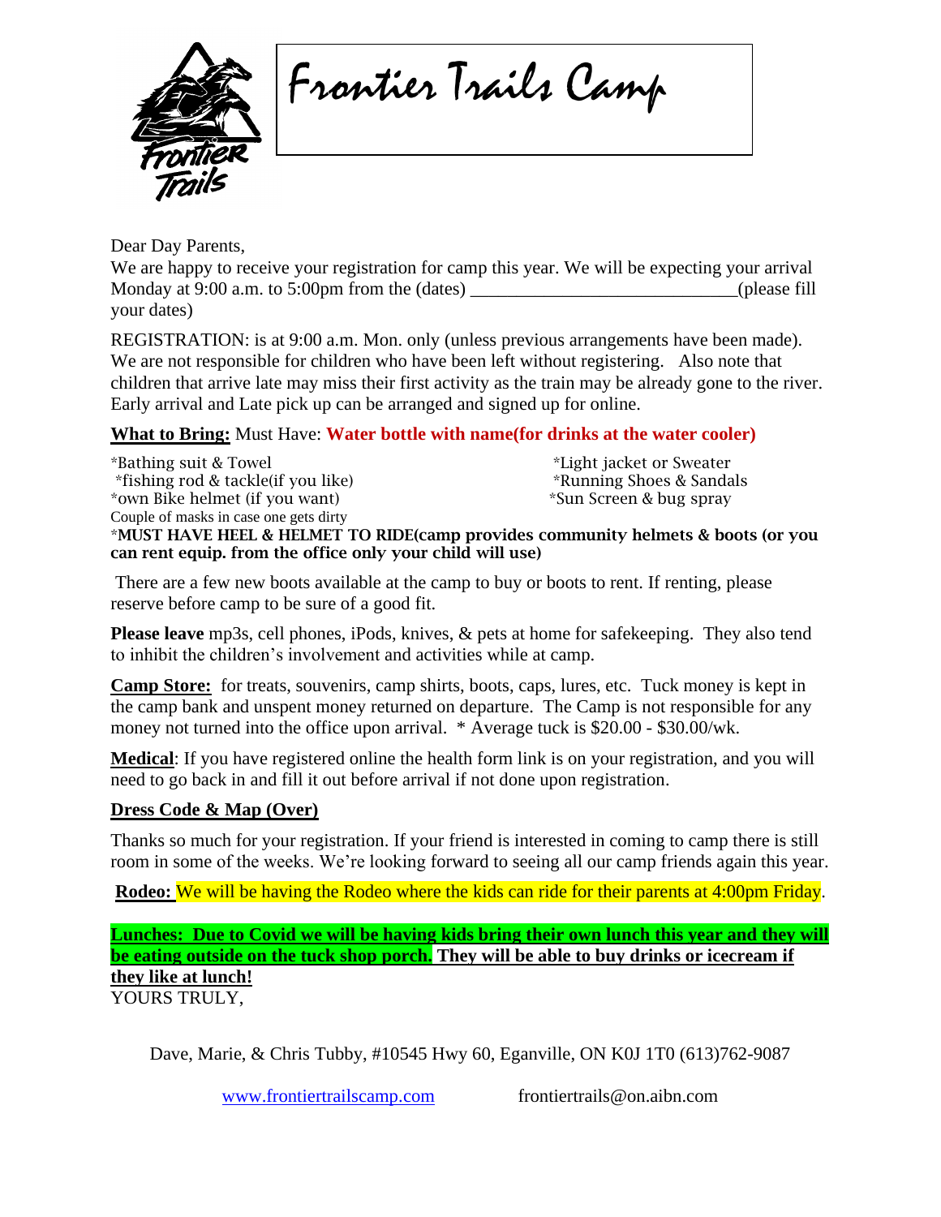# Frontier Trails Camp

Dear Day Parents,

We are happy to receive your registration for camp this year. We will be expecting your arrival Monday at 9:00 a.m. to 5:00pm from the (dates) ____________________________(please fill your dates)

REGISTRATION: is at 9:00 a.m. Mon. only (unless previous arrangements have been made). We are not responsible for children who have been left without registering. Also note that children that arrive late may miss their first activity as the train may be already gone to the river. Early arrival and Late pick up can be arranged and signed up for online.

**What to Bring:** Must Have: **Water bottle with name(for drinks at the water cooler)**

*Bathing suit & Towel
*fishing rod & tackle(if you like)
*own Bike helmet (if you want)
Couple of masks in case one gets dirty
*Light jacket or Sweater
*Running Shoes & Sandals
*Sun Screen & bug spray

***MUST HAVE HEEL & HELMET TO RIDE(camp provides community helmets & boots (or you can rent equip. from the office only your child will use)**

There are a few new boots available at the camp to buy or boots to rent. If renting, please reserve before camp to be sure of a good fit.

**Please leave** mp3s, cell phones, iPods, knives, & pets at home for safekeeping. They also tend to inhibit the children's involvement and activities while at camp.

**Camp Store:** for treats, souvenirs, camp shirts, boots, caps, lures, etc. Tuck money is kept in the camp bank and unspent money returned on departure. The Camp is not responsible for any money not turned into the office upon arrival. * Average tuck is $20.00 - $30.00/wk.

**Medical**: If you have registered online the health form link is on your registration, and you will need to go back in and fill it out before arrival if not done upon registration.

**Dress Code & Map (Over)**

Thanks so much for your registration. If your friend is interested in coming to camp there is still room in some of the weeks. We're looking forward to seeing all our camp friends again this year.

**Rodeo:** We will be having the Rodeo where the kids can ride for their parents at 4:00pm Friday.

**Lunches: Due to Covid we will be having kids bring their own lunch this year and they will be eating outside on the tuck shop porch. They will be able to buy drinks or icecream if they like at lunch!**

YOURS TRULY,

Dave, Marie, & Chris Tubby, #10545 Hwy 60, Eganville, ON K0J 1T0 (613)762-9087

www.frontiertrailscamp.com frontiertrails@on.aibn.com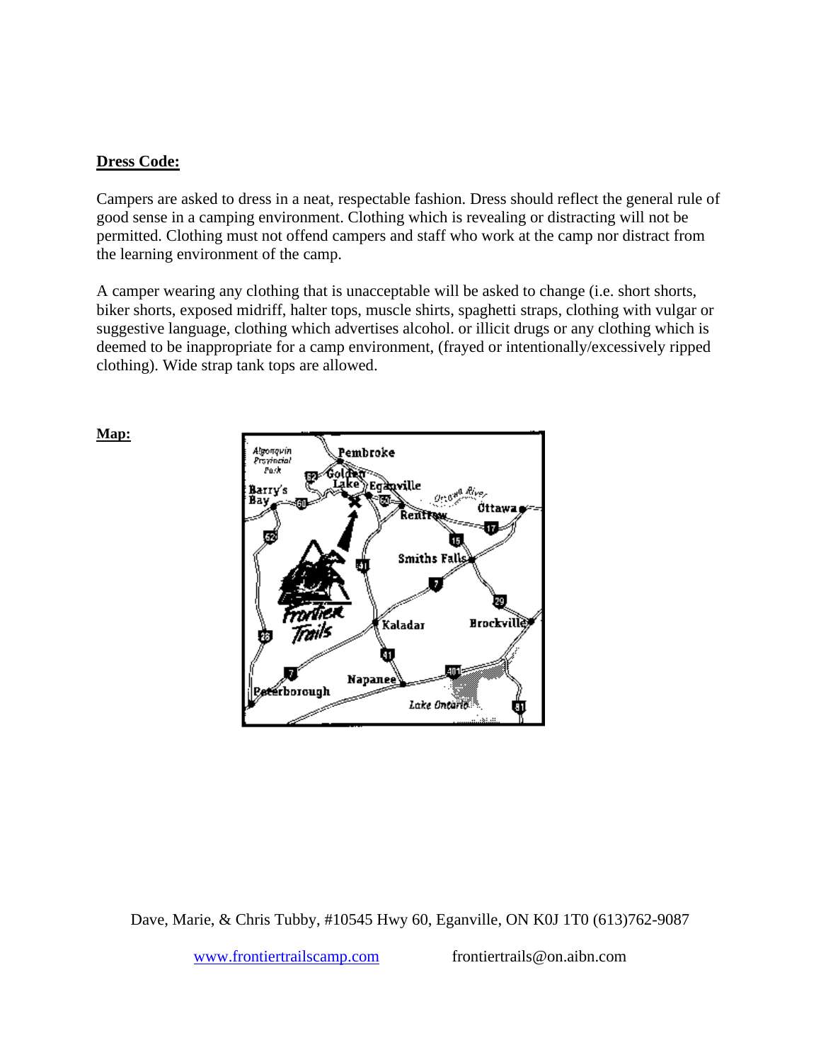**Dress Code:**

Campers are asked to dress in a neat, respectable fashion. Dress should reflect the general rule of good sense in a camping environment. Clothing which is revealing or distracting will not be permitted. Clothing must not offend campers and staff who work at the camp nor distract from the learning environment of the camp.

A camper wearing any clothing that is unacceptable will be asked to change (i.e. short shorts, biker shorts, exposed midriff, halter tops, muscle shirts, spaghetti straps, clothing with vulgar or suggestive language, clothing which advertises alcohol. or illicit drugs or any clothing which is deemed to be inappropriate for a camp environment, (frayed or intentionally/excessively ripped clothing). Wide strap tank tops are allowed.

**Map:**

Algonquin Provincial Park
Pembroke
Golden Lake
Eganville
Barry's Bay
Ottawa River
Ottawa
Renfrew
Smiths Falls
Frontier Trails
Kaladar
Brockville
Napanee
Peterborough
Lake Ontario
62
60
41
17
15
7
29
28
401
81

Dave, Marie, & Chris Tubby, #10545 Hwy 60, Eganville, ON K0J 1T0 (613)762-9087

www.frontiertrailscamp.com frontiertrails@on.aibn.com